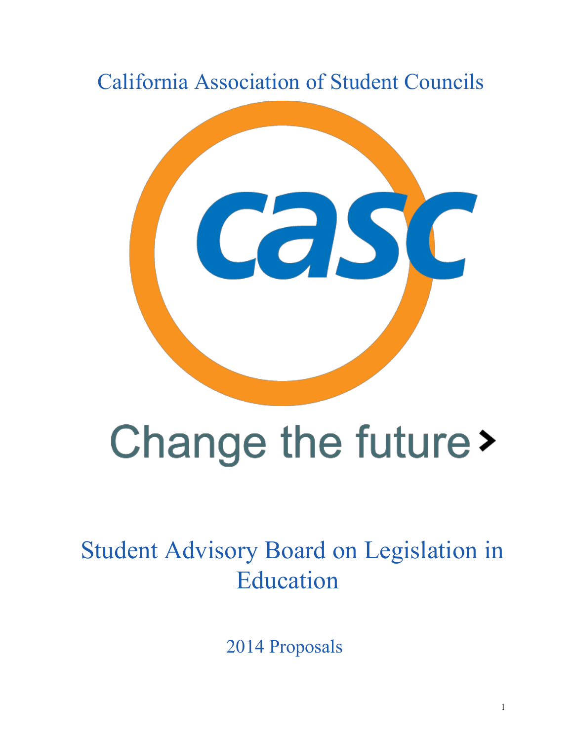# California Association of Student Councils

casc

Change the future >

# Student Advisory Board on Legislation in Education

## 2014 Proposals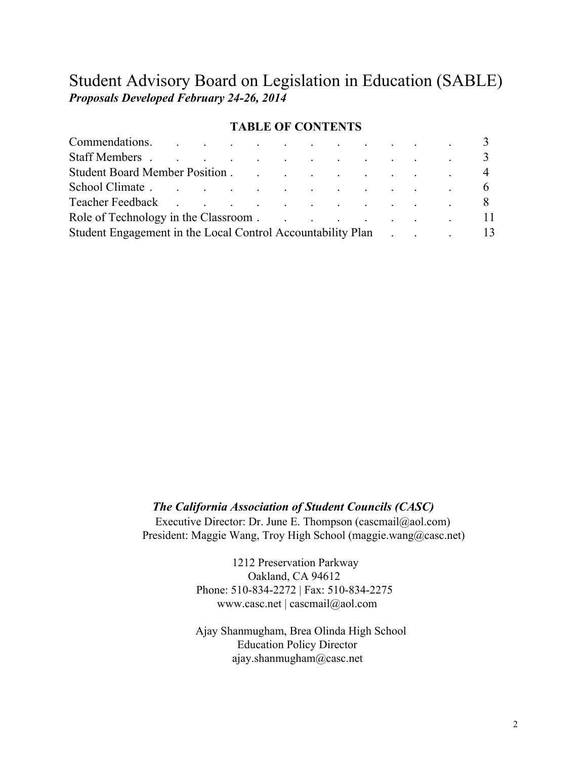# Student Advisory Board on Legislation in Education (SABLE)

***Proposals Developed February 24-26, 2014***

**TABLE OF CONTENTS**

| | |
|---|---|
| Commendations | 3 |
| Staff Members | 3 |
| Student Board Member Position | 4 |
| School Climate | 6 |
| Teacher Feedback | 8 |
| Role of Technology in the Classroom | 11 |
| Student Engagement in the Local Control Accountability Plan | 13 |

***The California Association of Student Councils (CASC)***

Executive Director: Dr. June E. Thompson (cascmail@aol.com)

President: Maggie Wang, Troy High School (maggie.wang@casc.net)

1212 Preservation Parkway

Oakland, CA 94612

Phone: 510-834-2272 | Fax: 510-834-2275

www.casc.net | cascmail@aol.com

Ajay Shanmugham, Brea Olinda High School

Education Policy Director

ajay.shanmugham@casc.net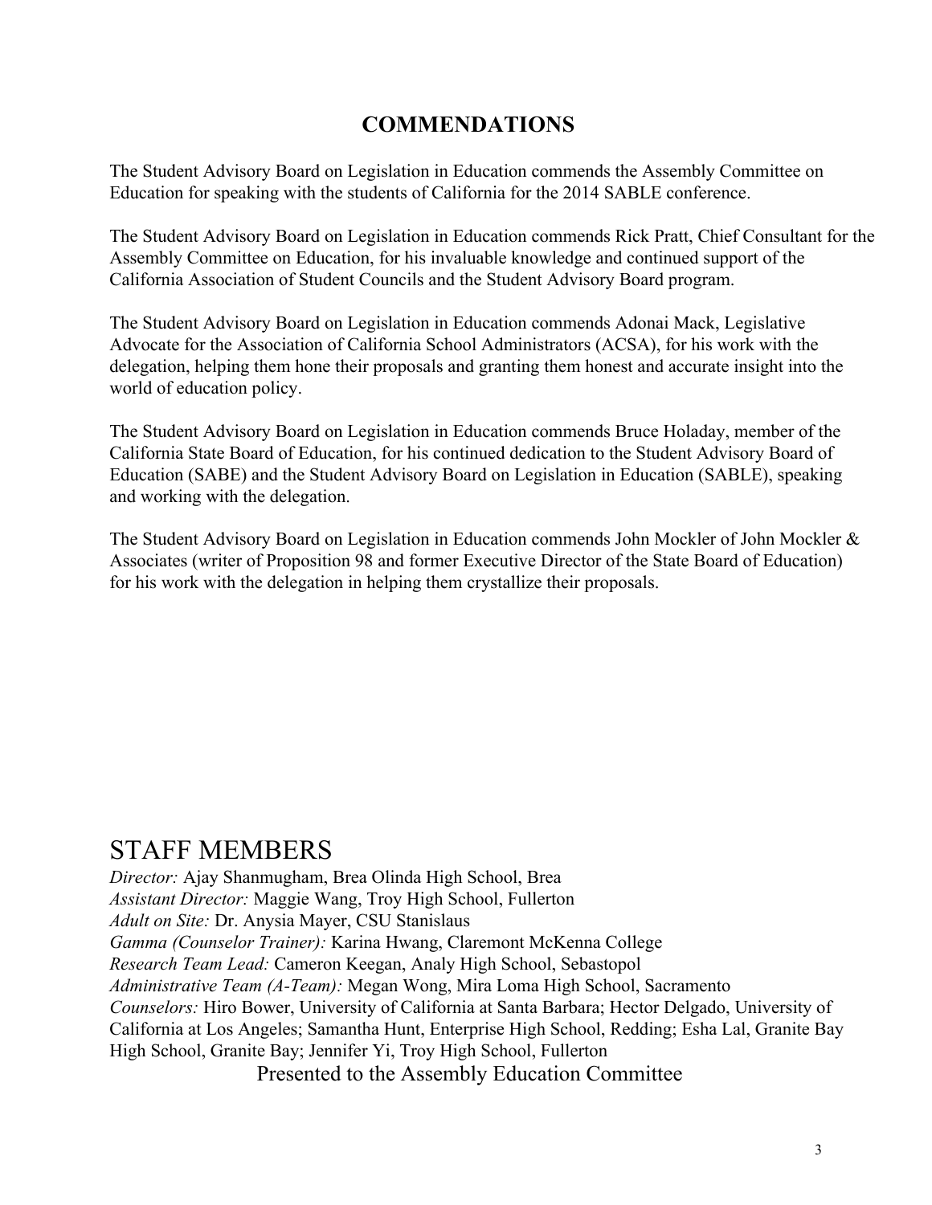## COMMENDATIONS

The Student Advisory Board on Legislation in Education commends the Assembly Committee on Education for speaking with the students of California for the 2014 SABLE conference.

The Student Advisory Board on Legislation in Education commends Rick Pratt, Chief Consultant for the Assembly Committee on Education, for his invaluable knowledge and continued support of the California Association of Student Councils and the Student Advisory Board program.

The Student Advisory Board on Legislation in Education commends Adonai Mack, Legislative Advocate for the Association of California School Administrators (ACSA), for his work with the delegation, helping them hone their proposals and granting them honest and accurate insight into the world of education policy.

The Student Advisory Board on Legislation in Education commends Bruce Holaday, member of the California State Board of Education, for his continued dedication to the Student Advisory Board of Education (SABE) and the Student Advisory Board on Legislation in Education (SABLE), speaking and working with the delegation.

The Student Advisory Board on Legislation in Education commends John Mockler of John Mockler & Associates (writer of Proposition 98 and former Executive Director of the State Board of Education) for his work with the delegation in helping them crystallize their proposals.

# STAFF MEMBERS

*Director:* Ajay Shanmugham, Brea Olinda High School, Brea
*Assistant Director:* Maggie Wang, Troy High School, Fullerton
*Adult on Site:* Dr. Anysia Mayer, CSU Stanislaus
*Gamma (Counselor Trainer):* Karina Hwang, Claremont McKenna College
*Research Team Lead:* Cameron Keegan, Analy High School, Sebastopol
*Administrative Team (A-Team):* Megan Wong, Mira Loma High School, Sacramento
*Counselors:* Hiro Bower, University of California at Santa Barbara; Hector Delgado, University of California at Los Angeles; Samantha Hunt, Enterprise High School, Redding; Esha Lal, Granite Bay High School, Granite Bay; Jennifer Yi, Troy High School, Fullerton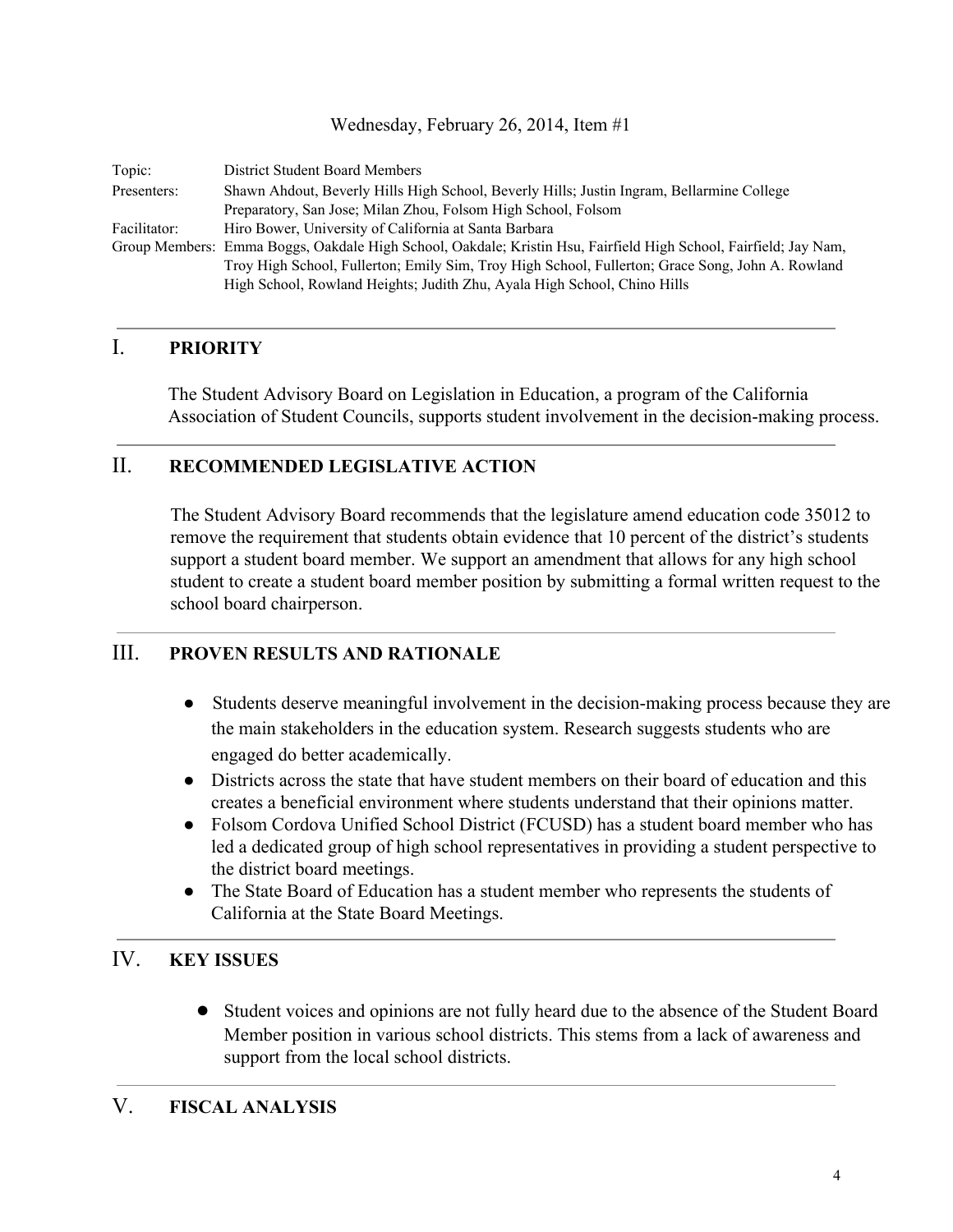Wednesday, February 26, 2014, Item #1

| | |
|---|---|
| Topic: | District Student Board Members |
| Presenters: | Shawn Ahdout, Beverly Hills High School, Beverly Hills; Justin Ingram, Bellarmine College Preparatory, San Jose; Milan Zhou, Folsom High School, Folsom |
| Facilitator: | Hiro Bower, University of California at Santa Barbara |
| Group Members: | Emma Boggs, Oakdale High School, Oakdale; Kristin Hsu, Fairfield High School, Fairfield; Jay Nam, Troy High School, Fullerton; Emily Sim, Troy High School, Fullerton; Grace Song, John A. Rowland High School, Rowland Heights; Judith Zhu, Ayala High School, Chino Hills |

## I. PRIORITY

The Student Advisory Board on Legislation in Education, a program of the California Association of Student Councils, supports student involvement in the decision-making process.

## II. RECOMMENDED LEGISLATIVE ACTION

The Student Advisory Board recommends that the legislature amend education code 35012 to remove the requirement that students obtain evidence that 10 percent of the district's students support a student board member. We support an amendment that allows for any high school student to create a student board member position by submitting a formal written request to the school board chairperson.

## III. PROVEN RESULTS AND RATIONALE

- Students deserve meaningful involvement in the decision-making process because they are the main stakeholders in the education system. Research suggests students who are engaged do better academically.
- Districts across the state that have student members on their board of education and this creates a beneficial environment where students understand that their opinions matter.
- Folsom Cordova Unified School District (FCUSD) has a student board member who has led a dedicated group of high school representatives in providing a student perspective to the district board meetings.
- The State Board of Education has a student member who represents the students of California at the State Board Meetings.

## IV. KEY ISSUES

- Student voices and opinions are not fully heard due to the absence of the Student Board Member position in various school districts. This stems from a lack of awareness and support from the local school districts.

## V. FISCAL ANALYSIS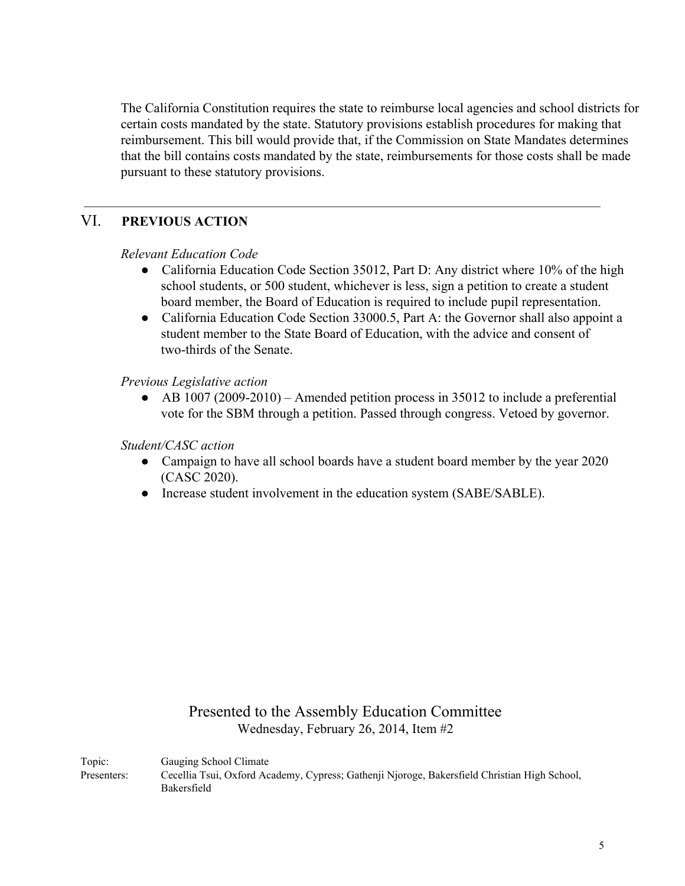The California Constitution requires the state to reimburse local agencies and school districts for certain costs mandated by the state. Statutory provisions establish procedures for making that reimbursement. This bill would provide that, if the Commission on State Mandates determines that the bill contains costs mandated by the state, reimbursements for those costs shall be made pursuant to these statutory provisions.

---

## VI. PREVIOUS ACTION

*Relevant Education Code*

- California Education Code Section 35012, Part D: Any district where 10% of the high school students, or 500 student, whichever is less, sign a petition to create a student board member, the Board of Education is required to include pupil representation.
- California Education Code Section 33000.5, Part A: the Governor shall also appoint a student member to the State Board of Education, with the advice and consent of two-thirds of the Senate.

*Previous Legislative action*

- AB 1007 (2009-2010) – Amended petition process in 35012 to include a preferential vote for the SBM through a petition. Passed through congress. Vetoed by governor.

*Student/CASC action*

- Campaign to have all school boards have a student board member by the year 2020 (CASC 2020).
- Increase student involvement in the education system (SABE/SABLE).

Presented to the Assembly Education Committee
Wednesday, February 26, 2014, Item #2

Topic: Gauging School Climate
Presenters: Cecellia Tsui, Oxford Academy, Cypress; Gathenji Njoroge, Bakersfield Christian High School, Bakersfield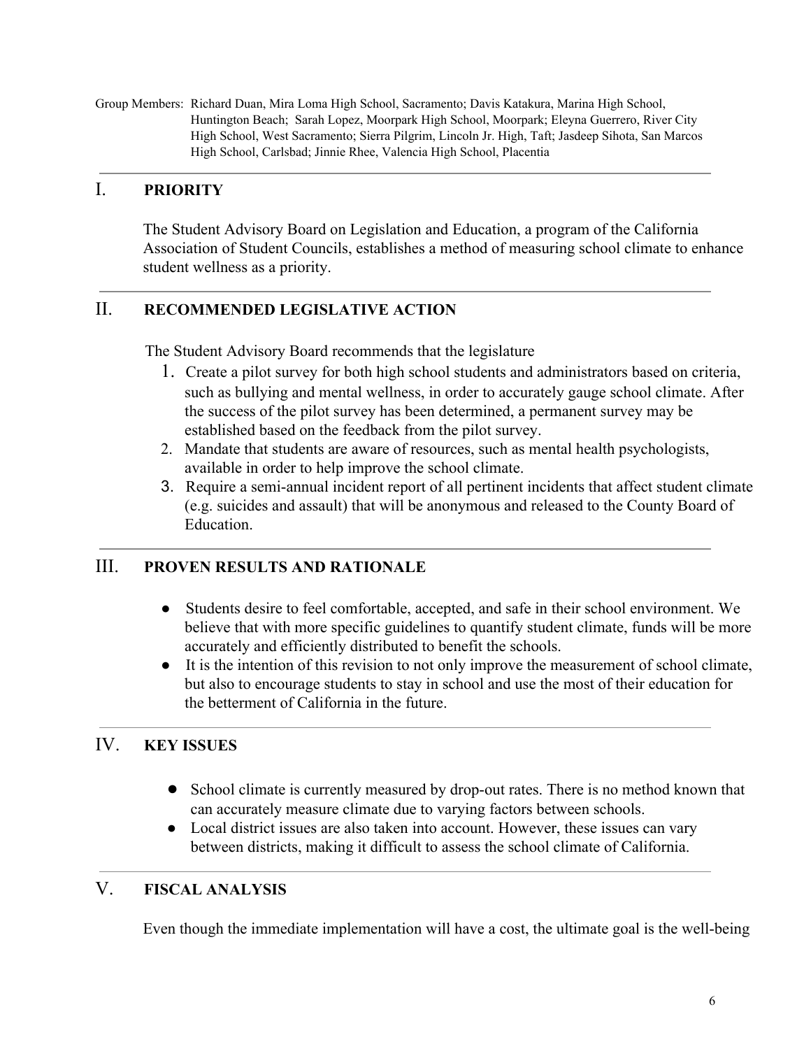Group Members: Richard Duan, Mira Loma High School, Sacramento; Davis Katakura, Marina High School, Huntington Beach; Sarah Lopez, Moorpark High School, Moorpark; Eleyna Guerrero, River City High School, West Sacramento; Sierra Pilgrim, Lincoln Jr. High, Taft; Jasdeep Sihota, San Marcos High School, Carlsbad; Jinnie Rhee, Valencia High School, Placentia

---

## I. PRIORITY

The Student Advisory Board on Legislation and Education, a program of the California Association of Student Councils, establishes a method of measuring school climate to enhance student wellness as a priority.

---

## II. RECOMMENDED LEGISLATIVE ACTION

The Student Advisory Board recommends that the legislature

1. Create a pilot survey for both high school students and administrators based on criteria, such as bullying and mental wellness, in order to accurately gauge school climate. After the success of the pilot survey has been determined, a permanent survey may be established based on the feedback from the pilot survey.
2. Mandate that students are aware of resources, such as mental health psychologists, available in order to help improve the school climate.
3. Require a semi-annual incident report of all pertinent incidents that affect student climate (e.g. suicides and assault) that will be anonymous and released to the County Board of Education.

---

## III. PROVEN RESULTS AND RATIONALE

- Students desire to feel comfortable, accepted, and safe in their school environment. We believe that with more specific guidelines to quantify student climate, funds will be more accurately and efficiently distributed to benefit the schools.
- It is the intention of this revision to not only improve the measurement of school climate, but also to encourage students to stay in school and use the most of their education for the betterment of California in the future.

---

## IV. KEY ISSUES

- School climate is currently measured by drop-out rates. There is no method known that can accurately measure climate due to varying factors between schools.
- Local district issues are also taken into account. However, these issues can vary between districts, making it difficult to assess the school climate of California.

---

## V. FISCAL ANALYSIS

Even though the immediate implementation will have a cost, the ultimate goal is the well-being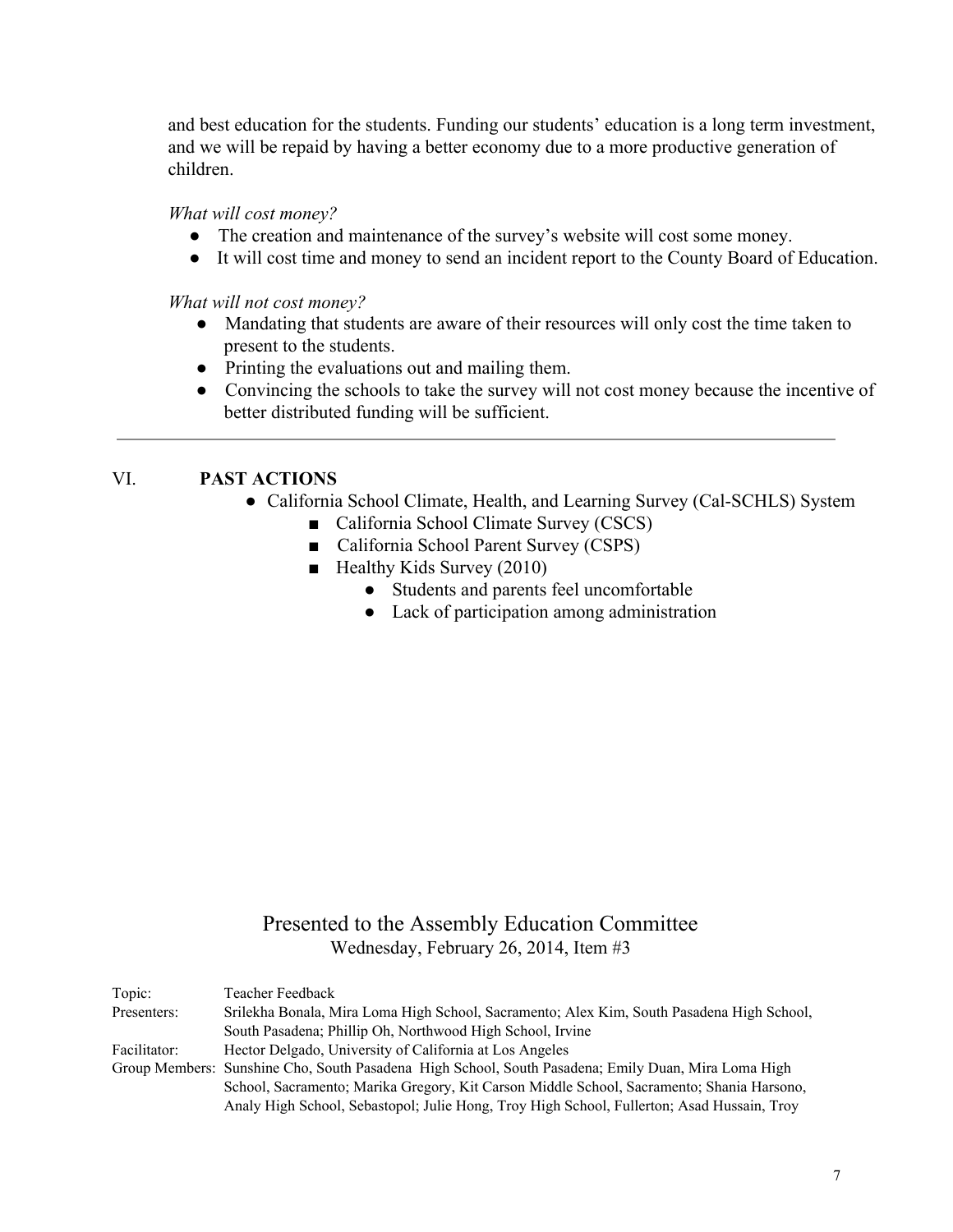and best education for the students. Funding our students' education is a long term investment, and we will be repaid by having a better economy due to a more productive generation of children.

*What will cost money?*

- The creation and maintenance of the survey's website will cost some money.
- It will cost time and money to send an incident report to the County Board of Education.

*What will not cost money?*

- Mandating that students are aware of their resources will only cost the time taken to present to the students.
- Printing the evaluations out and mailing them.
- Convincing the schools to take the survey will not cost money because the incentive of better distributed funding will be sufficient.

---

## VI. PAST ACTIONS

- California School Climate, Health, and Learning Survey (Cal-SCHLS) System
  - California School Climate Survey (CSCS)
  - California School Parent Survey (CSPS)
  - Healthy Kids Survey (2010)
    - Students and parents feel uncomfortable
    - Lack of participation among administration

# Presented to the Assembly Education Committee

Wednesday, February 26, 2014, Item #3

Topic: Teacher Feedback

Presenters: Srilekha Bonala, Mira Loma High School, Sacramento; Alex Kim, South Pasadena High School, South Pasadena; Phillip Oh, Northwood High School, Irvine

Facilitator: Hector Delgado, University of California at Los Angeles

Group Members: Sunshine Cho, South Pasadena High School, South Pasadena; Emily Duan, Mira Loma High School, Sacramento; Marika Gregory, Kit Carson Middle School, Sacramento; Shania Harsono, Analy High School, Sebastopol; Julie Hong, Troy High School, Fullerton; Asad Hussain, Troy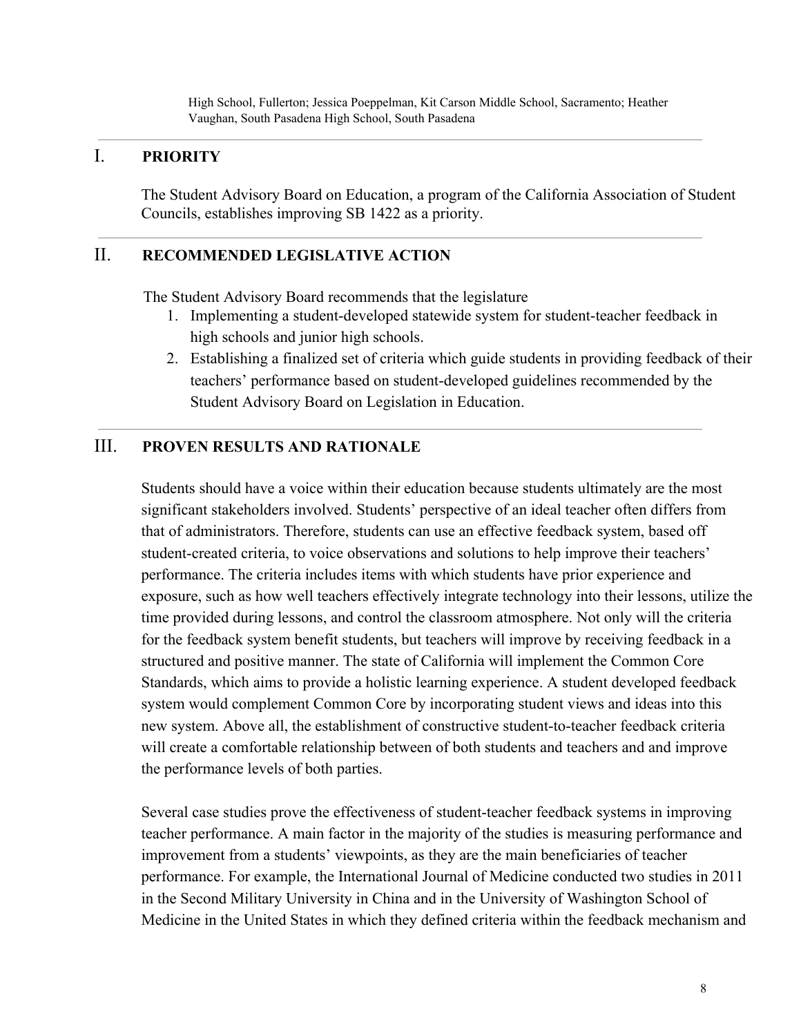High School, Fullerton; Jessica Poeppelman, Kit Carson Middle School, Sacramento; Heather Vaughan, South Pasadena High School, South Pasadena

## I. PRIORITY

The Student Advisory Board on Education, a program of the California Association of Student Councils, establishes improving SB 1422 as a priority.

## II. RECOMMENDED LEGISLATIVE ACTION

The Student Advisory Board recommends that the legislature

1. Implementing a student-developed statewide system for student-teacher feedback in high schools and junior high schools.
2. Establishing a finalized set of criteria which guide students in providing feedback of their teachers' performance based on student-developed guidelines recommended by the Student Advisory Board on Legislation in Education.

## III. PROVEN RESULTS AND RATIONALE

Students should have a voice within their education because students ultimately are the most significant stakeholders involved. Students' perspective of an ideal teacher often differs from that of administrators. Therefore, students can use an effective feedback system, based off student-created criteria, to voice observations and solutions to help improve their teachers' performance. The criteria includes items with which students have prior experience and exposure, such as how well teachers effectively integrate technology into their lessons, utilize the time provided during lessons, and control the classroom atmosphere. Not only will the criteria for the feedback system benefit students, but teachers will improve by receiving feedback in a structured and positive manner. The state of California will implement the Common Core Standards, which aims to provide a holistic learning experience. A student developed feedback system would complement Common Core by incorporating student views and ideas into this new system. Above all, the establishment of constructive student-to-teacher feedback criteria will create a comfortable relationship between of both students and teachers and and improve the performance levels of both parties.

Several case studies prove the effectiveness of student-teacher feedback systems in improving teacher performance. A main factor in the majority of the studies is measuring performance and improvement from a students' viewpoints, as they are the main beneficiaries of teacher performance. For example, the International Journal of Medicine conducted two studies in 2011 in the Second Military University in China and in the University of Washington School of Medicine in the United States in which they defined criteria within the feedback mechanism and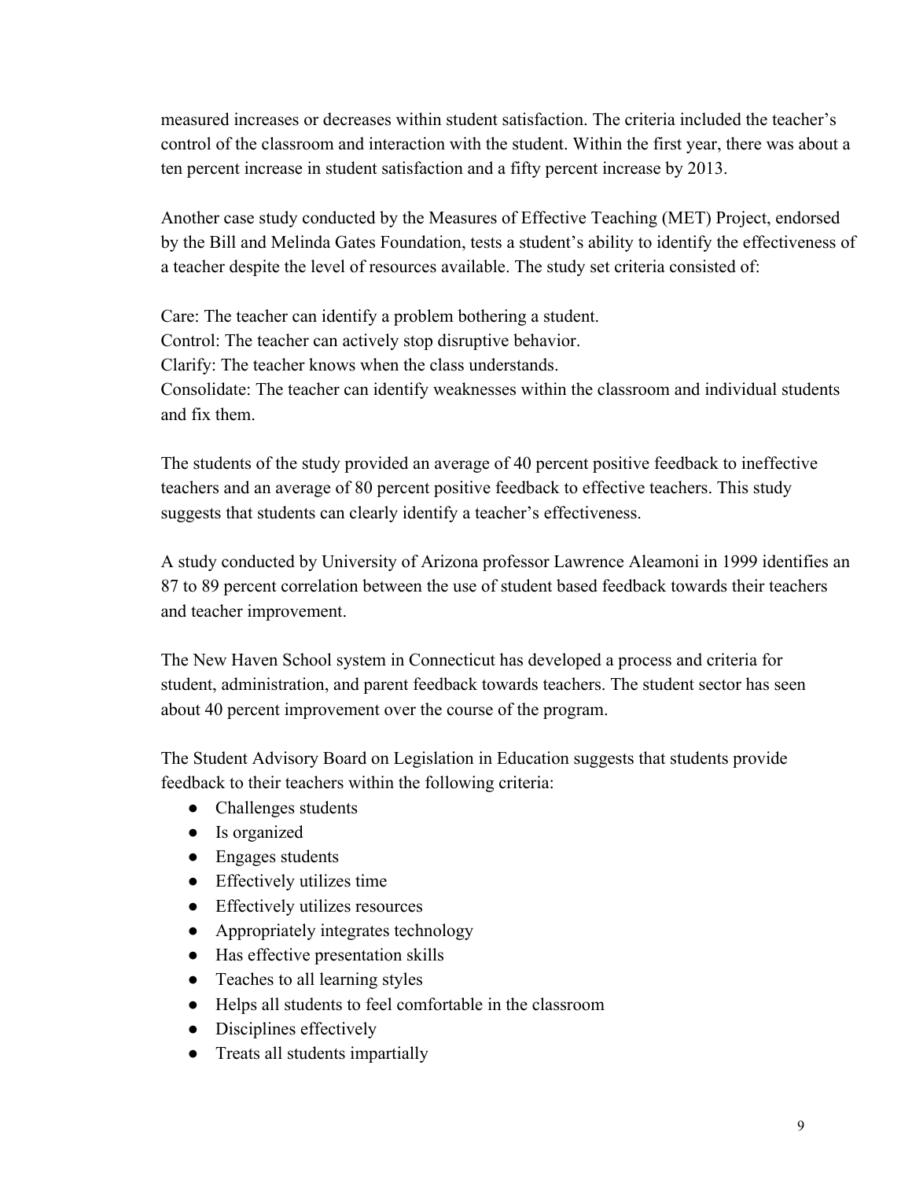measured increases or decreases within student satisfaction. The criteria included the teacher's control of the classroom and interaction with the student. Within the first year, there was about a ten percent increase in student satisfaction and a fifty percent increase by 2013.

Another case study conducted by the Measures of Effective Teaching (MET) Project, endorsed by the Bill and Melinda Gates Foundation, tests a student's ability to identify the effectiveness of a teacher despite the level of resources available. The study set criteria consisted of:

Care: The teacher can identify a problem bothering a student.
Control: The teacher can actively stop disruptive behavior.
Clarify: The teacher knows when the class understands.
Consolidate: The teacher can identify weaknesses within the classroom and individual students and fix them.

The students of the study provided an average of 40 percent positive feedback to ineffective teachers and an average of 80 percent positive feedback to effective teachers. This study suggests that students can clearly identify a teacher's effectiveness.

A study conducted by University of Arizona professor Lawrence Aleamoni in 1999 identifies an 87 to 89 percent correlation between the use of student based feedback towards their teachers and teacher improvement.

The New Haven School system in Connecticut has developed a process and criteria for student, administration, and parent feedback towards teachers. The student sector has seen about 40 percent improvement over the course of the program.

The Student Advisory Board on Legislation in Education suggests that students provide feedback to their teachers within the following criteria:

- Challenges students
- Is organized
- Engages students
- Effectively utilizes time
- Effectively utilizes resources
- Appropriately integrates technology
- Has effective presentation skills
- Teaches to all learning styles
- Helps all students to feel comfortable in the classroom
- Disciplines effectively
- Treats all students impartially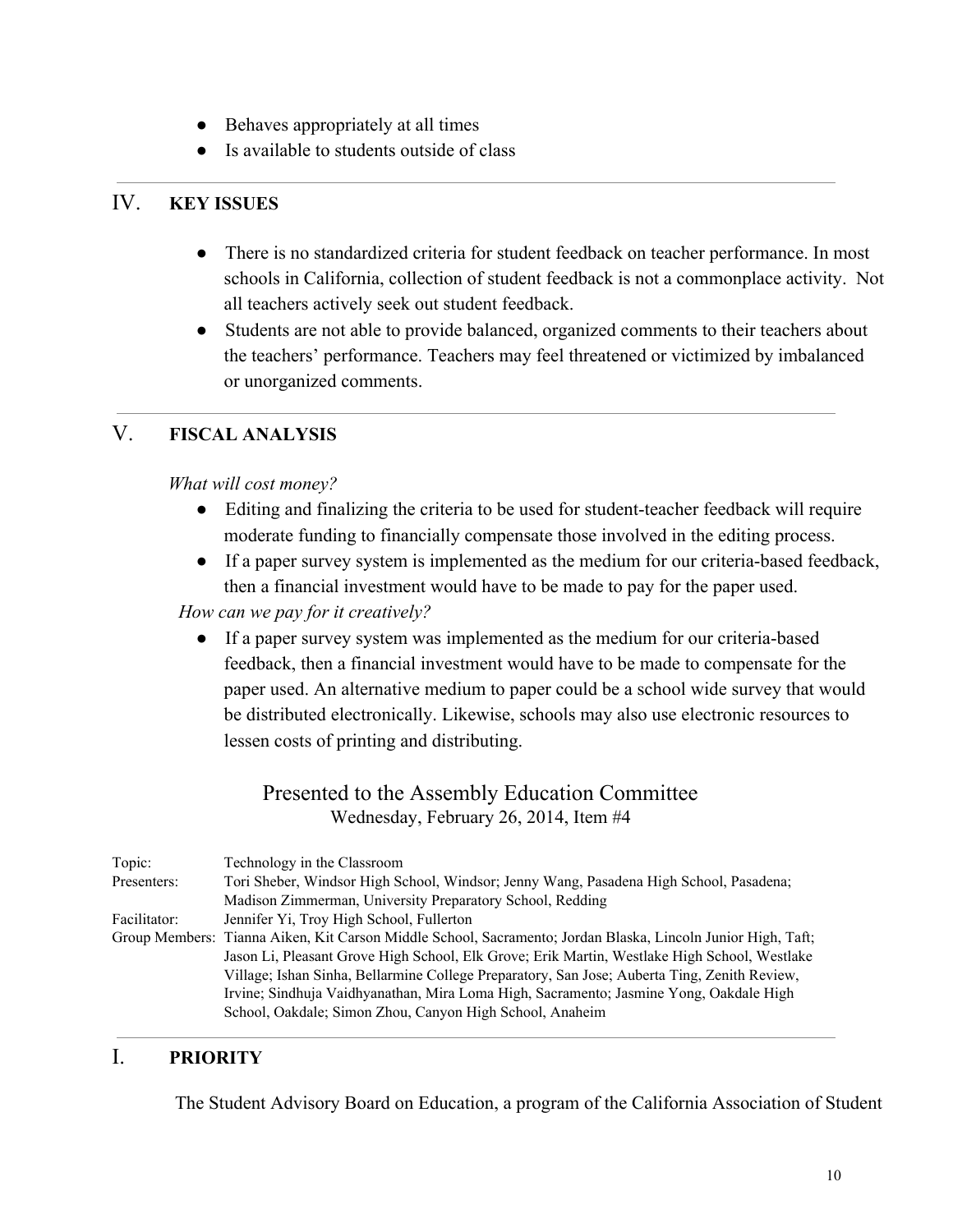- Behaves appropriately at all times
- Is available to students outside of class

## IV. KEY ISSUES

- There is no standardized criteria for student feedback on teacher performance. In most schools in California, collection of student feedback is not a commonplace activity. Not all teachers actively seek out student feedback.
- Students are not able to provide balanced, organized comments to their teachers about the teachers' performance. Teachers may feel threatened or victimized by imbalanced or unorganized comments.

## V. FISCAL ANALYSIS

*What will cost money?*

- Editing and finalizing the criteria to be used for student-teacher feedback will require moderate funding to financially compensate those involved in the editing process.
- If a paper survey system is implemented as the medium for our criteria-based feedback, then a financial investment would have to be made to pay for the paper used.

*How can we pay for it creatively?*

- If a paper survey system was implemented as the medium for our criteria-based feedback, then a financial investment would have to be made to compensate for the paper used. An alternative medium to paper could be a school wide survey that would be distributed electronically. Likewise, schools may also use electronic resources to lessen costs of printing and distributing.

# Presented to the Assembly Education Committee

Wednesday, February 26, 2014, Item #4

| | |
|---|---|
| Topic: | Technology in the Classroom |
| Presenters: | Tori Sheber, Windsor High School, Windsor; Jenny Wang, Pasadena High School, Pasadena; Madison Zimmerman, University Preparatory School, Redding |
| Facilitator: | Jennifer Yi, Troy High School, Fullerton |
| Group Members: | Tianna Aiken, Kit Carson Middle School, Sacramento; Jordan Blaska, Lincoln Junior High, Taft; Jason Li, Pleasant Grove High School, Elk Grove; Erik Martin, Westlake High School, Westlake Village; Ishan Sinha, Bellarmine College Preparatory, San Jose; Auberta Ting, Zenith Review, Irvine; Sindhuja Vaidhyanathan, Mira Loma High, Sacramento; Jasmine Yong, Oakdale High School, Oakdale; Simon Zhou, Canyon High School, Anaheim |

## I. PRIORITY

The Student Advisory Board on Education, a program of the California Association of Student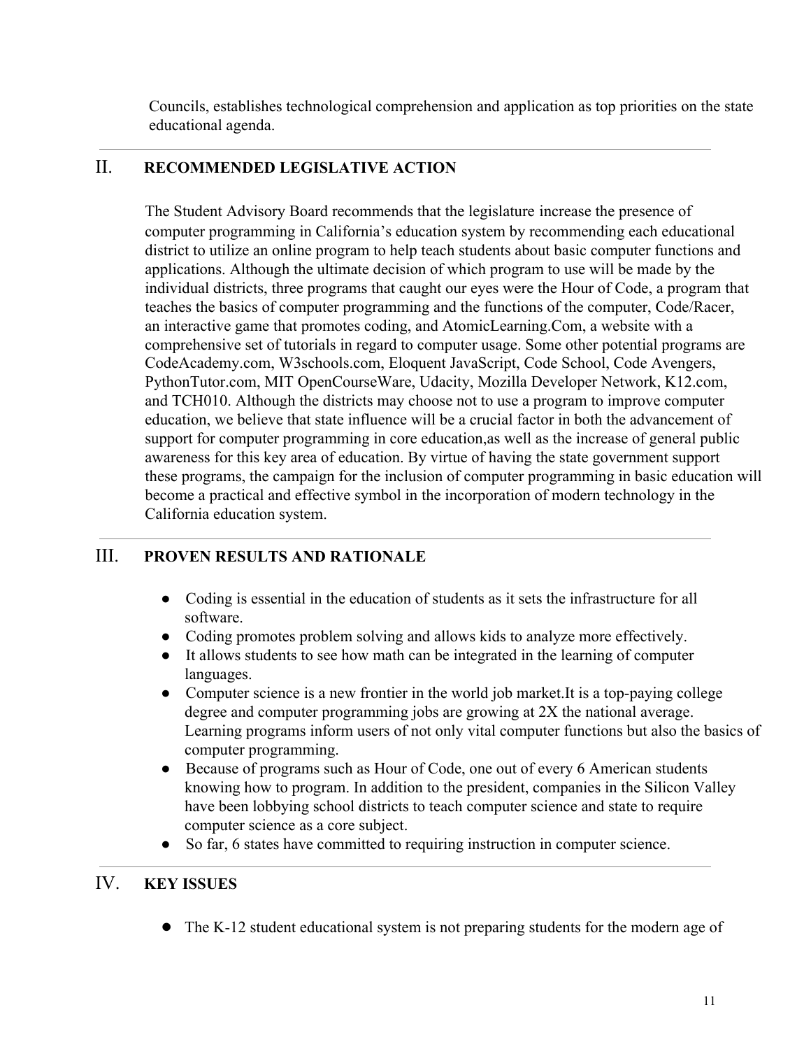Councils, establishes technological comprehension and application as top priorities on the state educational agenda.

---

## II. RECOMMENDED LEGISLATIVE ACTION

The Student Advisory Board recommends that the legislature increase the presence of computer programming in California's education system by recommending each educational district to utilize an online program to help teach students about basic computer functions and applications. Although the ultimate decision of which program to use will be made by the individual districts, three programs that caught our eyes were the Hour of Code, a program that teaches the basics of computer programming and the functions of the computer, Code/Racer, an interactive game that promotes coding, and AtomicLearning.Com, a website with a comprehensive set of tutorials in regard to computer usage. Some other potential programs are CodeAcademy.com, W3schools.com, Eloquent JavaScript, Code School, Code Avengers, PythonTutor.com, MIT OpenCourseWare, Udacity, Mozilla Developer Network, K12.com, and TCH010. Although the districts may choose not to use a program to improve computer education, we believe that state influence will be a crucial factor in both the advancement of support for computer programming in core education,as well as the increase of general public awareness for this key area of education. By virtue of having the state government support these programs, the campaign for the inclusion of computer programming in basic education will become a practical and effective symbol in the incorporation of modern technology in the California education system.

---

## III. PROVEN RESULTS AND RATIONALE

- Coding is essential in the education of students as it sets the infrastructure for all software.
- Coding promotes problem solving and allows kids to analyze more effectively.
- It allows students to see how math can be integrated in the learning of computer languages.
- Computer science is a new frontier in the world job market.It is a top-paying college degree and computer programming jobs are growing at 2X the national average. Learning programs inform users of not only vital computer functions but also the basics of computer programming.
- Because of programs such as Hour of Code, one out of every 6 American students knowing how to program. In addition to the president, companies in the Silicon Valley have been lobbying school districts to teach computer science and state to require computer science as a core subject.
- So far, 6 states have committed to requiring instruction in computer science.

---

## IV. KEY ISSUES

- The K-12 student educational system is not preparing students for the modern age of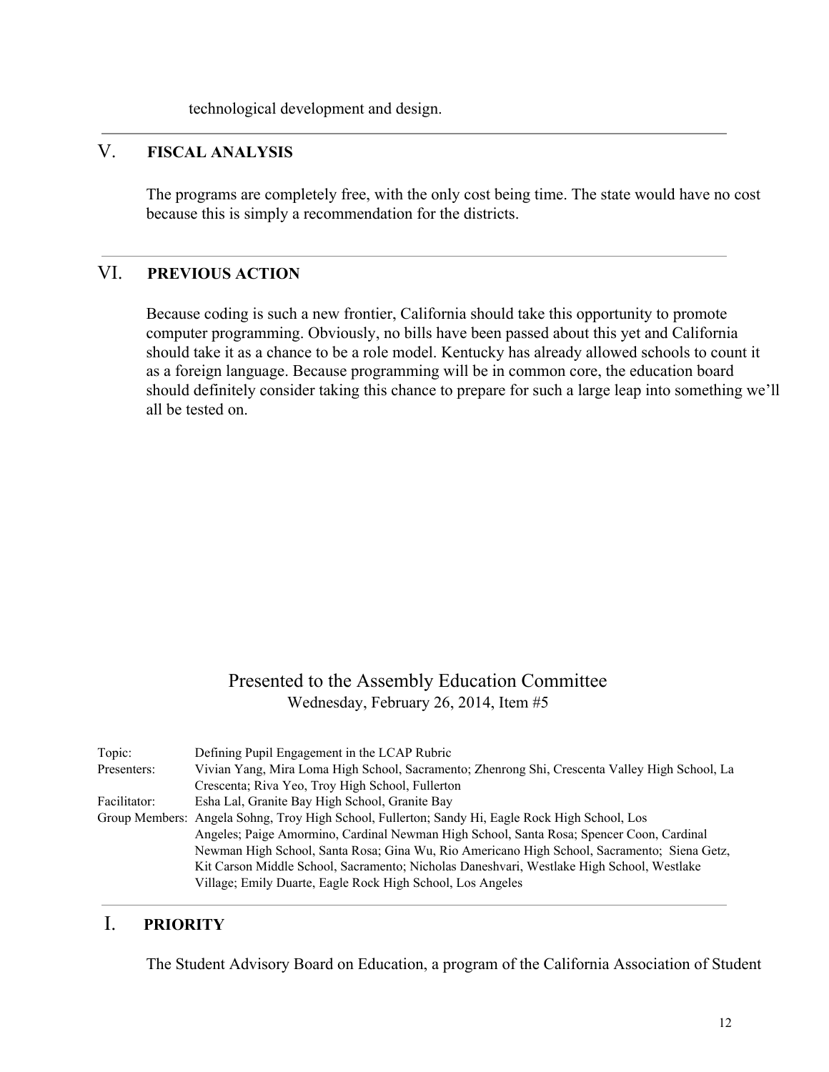technological development and design.

---

## V. FISCAL ANALYSIS

The programs are completely free, with the only cost being time. The state would have no cost because this is simply a recommendation for the districts.

---

## VI. PREVIOUS ACTION

Because coding is such a new frontier, California should take this opportunity to promote computer programming. Obviously, no bills have been passed about this yet and California should take it as a chance to be a role model. Kentucky has already allowed schools to count it as a foreign language. Because programming will be in common core, the education board should definitely consider taking this chance to prepare for such a large leap into something we'll all be tested on.

# Presented to the Assembly Education Committee

Wednesday, February 26, 2014, Item #5

| | |
|---|---|
| Topic: | Defining Pupil Engagement in the LCAP Rubric |
| Presenters: | Vivian Yang, Mira Loma High School, Sacramento; Zhenrong Shi, Crescenta Valley High School, La Crescenta; Riva Yeo, Troy High School, Fullerton |
| Facilitator: | Esha Lal, Granite Bay High School, Granite Bay |
| Group Members: | Angela Sohng, Troy High School, Fullerton; Sandy Hi, Eagle Rock High School, Los Angeles; Paige Amormino, Cardinal Newman High School, Santa Rosa; Spencer Coon, Cardinal Newman High School, Santa Rosa; Gina Wu, Rio Americano High School, Sacramento; Siena Getz, Kit Carson Middle School, Sacramento; Nicholas Daneshvari, Westlake High School, Westlake Village; Emily Duarte, Eagle Rock High School, Los Angeles |

---

## I. PRIORITY

The Student Advisory Board on Education, a program of the California Association of Student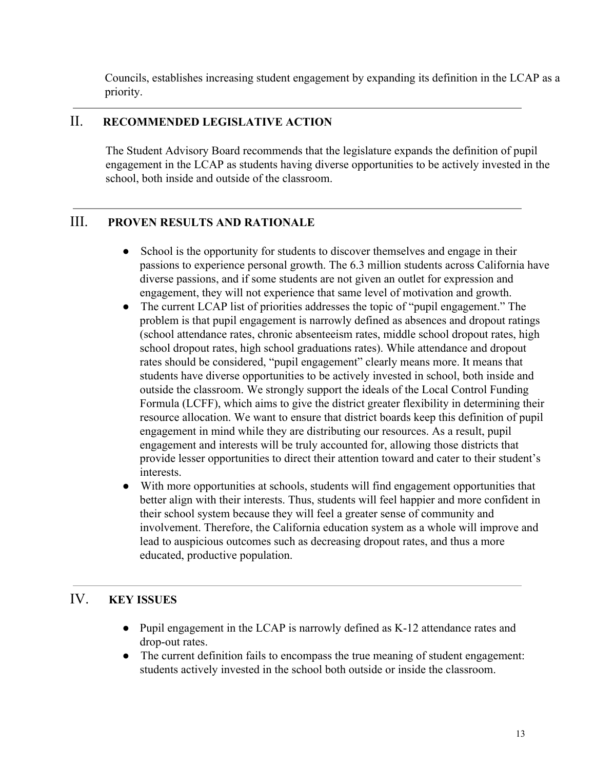Councils, establishes increasing student engagement by expanding its definition in the LCAP as a priority.

---

## II. RECOMMENDED LEGISLATIVE ACTION

The Student Advisory Board recommends that the legislature expands the definition of pupil engagement in the LCAP as students having diverse opportunities to be actively invested in the school, both inside and outside of the classroom.

---

## III. PROVEN RESULTS AND RATIONALE

- School is the opportunity for students to discover themselves and engage in their passions to experience personal growth. The 6.3 million students across California have diverse passions, and if some students are not given an outlet for expression and engagement, they will not experience that same level of motivation and growth.
- The current LCAP list of priorities addresses the topic of "pupil engagement." The problem is that pupil engagement is narrowly defined as absences and dropout ratings (school attendance rates, chronic absenteeism rates, middle school dropout rates, high school dropout rates, high school graduations rates). While attendance and dropout rates should be considered, "pupil engagement" clearly means more. It means that students have diverse opportunities to be actively invested in school, both inside and outside the classroom. We strongly support the ideals of the Local Control Funding Formula (LCFF), which aims to give the district greater flexibility in determining their resource allocation. We want to ensure that district boards keep this definition of pupil engagement in mind while they are distributing our resources. As a result, pupil engagement and interests will be truly accounted for, allowing those districts that provide lesser opportunities to direct their attention toward and cater to their student's interests.
- With more opportunities at schools, students will find engagement opportunities that better align with their interests. Thus, students will feel happier and more confident in their school system because they will feel a greater sense of community and involvement. Therefore, the California education system as a whole will improve and lead to auspicious outcomes such as decreasing dropout rates, and thus a more educated, productive population.

---

## IV. KEY ISSUES

- Pupil engagement in the LCAP is narrowly defined as K-12 attendance rates and drop-out rates.
- The current definition fails to encompass the true meaning of student engagement: students actively invested in the school both outside or inside the classroom.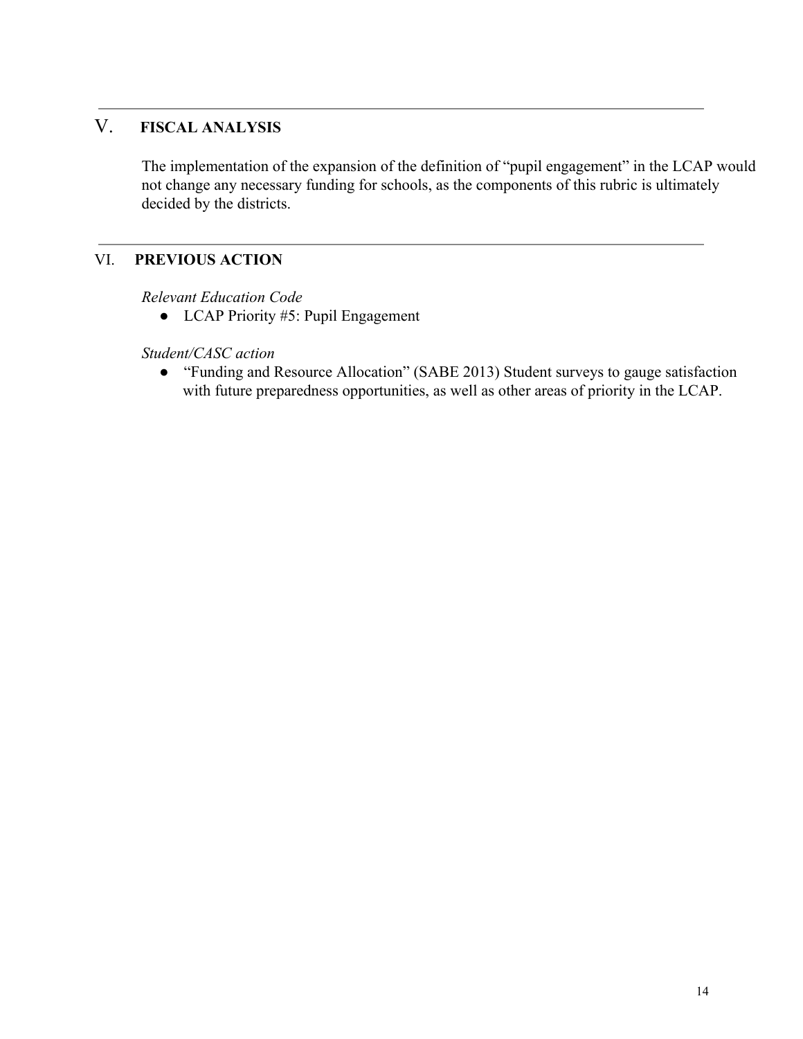## V. FISCAL ANALYSIS

The implementation of the expansion of the definition of "pupil engagement" in the LCAP would not change any necessary funding for schools, as the components of this rubric is ultimately decided by the districts.

## VI. PREVIOUS ACTION

*Relevant Education Code*

- LCAP Priority #5: Pupil Engagement

*Student/CASC action*

- "Funding and Resource Allocation" (SABE 2013) Student surveys to gauge satisfaction with future preparedness opportunities, as well as other areas of priority in the LCAP.